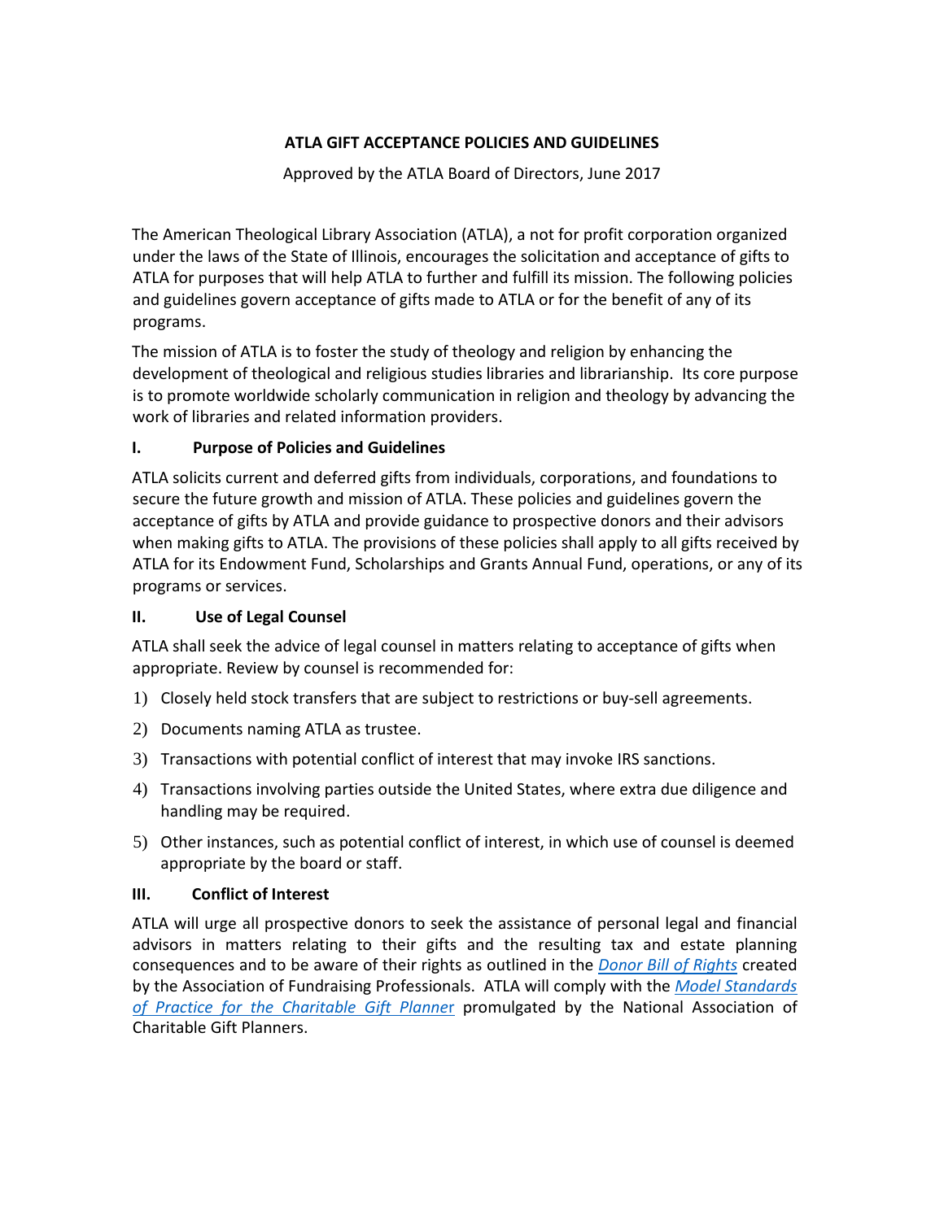# ATLA GIFT ACCEPTANCE POLICIES AND GUIDELINES

Approved by the ATLA Board of Directors, June 2017

The American Theological Library Association (ATLA), a not for profit corporation organized under the laws of the State of Illinois, encourages the solicitation and acceptance of gifts to ATLA for purposes that will help ATLA to further and fulfill its mission. The following policies and guidelines govern acceptance of gifts made to ATLA or for the benefit of any of its programs.

The mission of ATLA is to foster the study of theology and religion by enhancing the development of theological and religious studies libraries and librarianship. Its core purpose is to promote worldwide scholarly communication in religion and theology by advancing the work of libraries and related information providers.

## I. Purpose of Policies and Guidelines

ATLA solicits current and deferred gifts from individuals, corporations, and foundations to secure the future growth and mission of ATLA. These policies and guidelines govern the acceptance of gifts by ATLA and provide guidance to prospective donors and their advisors when making gifts to ATLA. The provisions of these policies shall apply to all gifts received by ATLA for its Endowment Fund, Scholarships and Grants Annual Fund, operations, or any of its programs or services.

## II. Use of Legal Counsel

ATLA shall seek the advice of legal counsel in matters relating to acceptance of gifts when appropriate. Review by counsel is recommended for:

1) Closely held stock transfers that are subject to restrictions or buy-sell agreements.
2) Documents naming ATLA as trustee.
3) Transactions with potential conflict of interest that may invoke IRS sanctions.
4) Transactions involving parties outside the United States, where extra due diligence and handling may be required.
5) Other instances, such as potential conflict of interest, in which use of counsel is deemed appropriate by the board or staff.

## III. Conflict of Interest

ATLA will urge all prospective donors to seek the assistance of personal legal and financial advisors in matters relating to their gifts and the resulting tax and estate planning consequences and to be aware of their rights as outlined in the *Donor Bill of Rights* created by the Association of Fundraising Professionals. ATLA will comply with the *Model Standards of Practice for the Charitable Gift Planner* promulgated by the National Association of Charitable Gift Planners.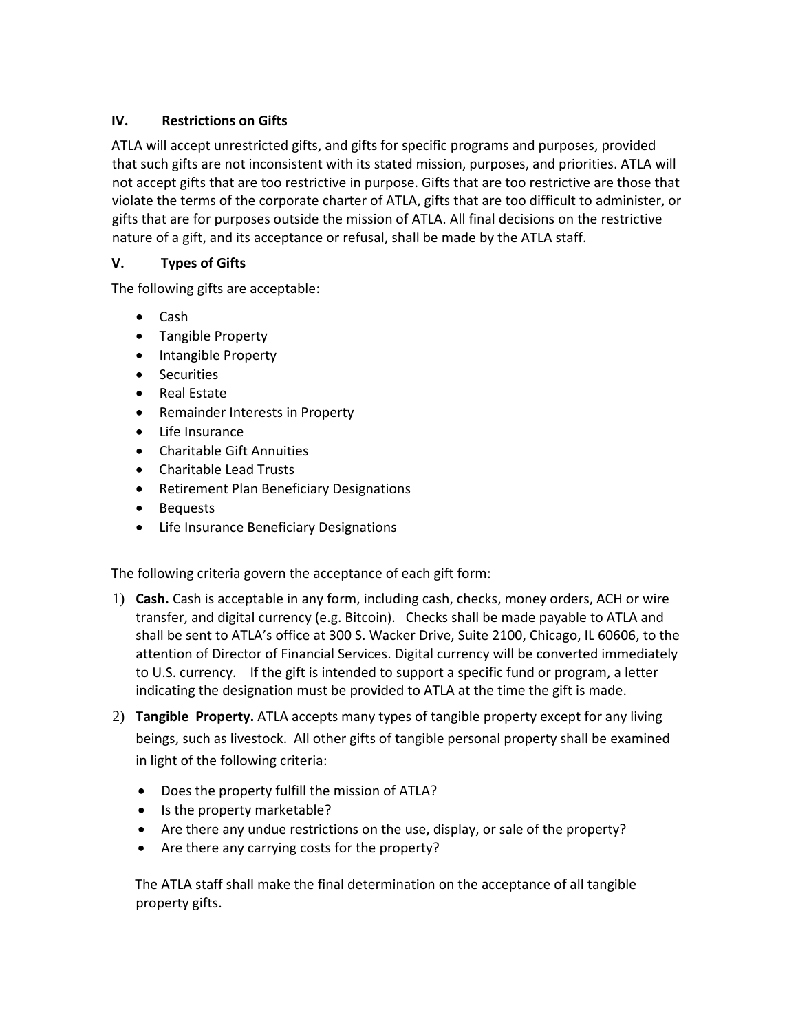## IV. Restrictions on Gifts

ATLA will accept unrestricted gifts, and gifts for specific programs and purposes, provided that such gifts are not inconsistent with its stated mission, purposes, and priorities. ATLA will not accept gifts that are too restrictive in purpose. Gifts that are too restrictive are those that violate the terms of the corporate charter of ATLA, gifts that are too difficult to administer, or gifts that are for purposes outside the mission of ATLA. All final decisions on the restrictive nature of a gift, and its acceptance or refusal, shall be made by the ATLA staff.

## V. Types of Gifts

The following gifts are acceptable:

- Cash
- Tangible Property
- Intangible Property
- Securities
- Real Estate
- Remainder Interests in Property
- Life Insurance
- Charitable Gift Annuities
- Charitable Lead Trusts
- Retirement Plan Beneficiary Designations
- Bequests
- Life Insurance Beneficiary Designations

The following criteria govern the acceptance of each gift form:

1) **Cash.** Cash is acceptable in any form, including cash, checks, money orders, ACH or wire transfer, and digital currency (e.g. Bitcoin). Checks shall be made payable to ATLA and shall be sent to ATLA's office at 300 S. Wacker Drive, Suite 2100, Chicago, IL 60606, to the attention of Director of Financial Services. Digital currency will be converted immediately to U.S. currency. If the gift is intended to support a specific fund or program, a letter indicating the designation must be provided to ATLA at the time the gift is made.

2) **Tangible Property.** ATLA accepts many types of tangible property except for any living beings, such as livestock. All other gifts of tangible personal property shall be examined in light of the following criteria:

   - Does the property fulfill the mission of ATLA?
   - Is the property marketable?
   - Are there any undue restrictions on the use, display, or sale of the property?
   - Are there any carrying costs for the property?

   The ATLA staff shall make the final determination on the acceptance of all tangible property gifts.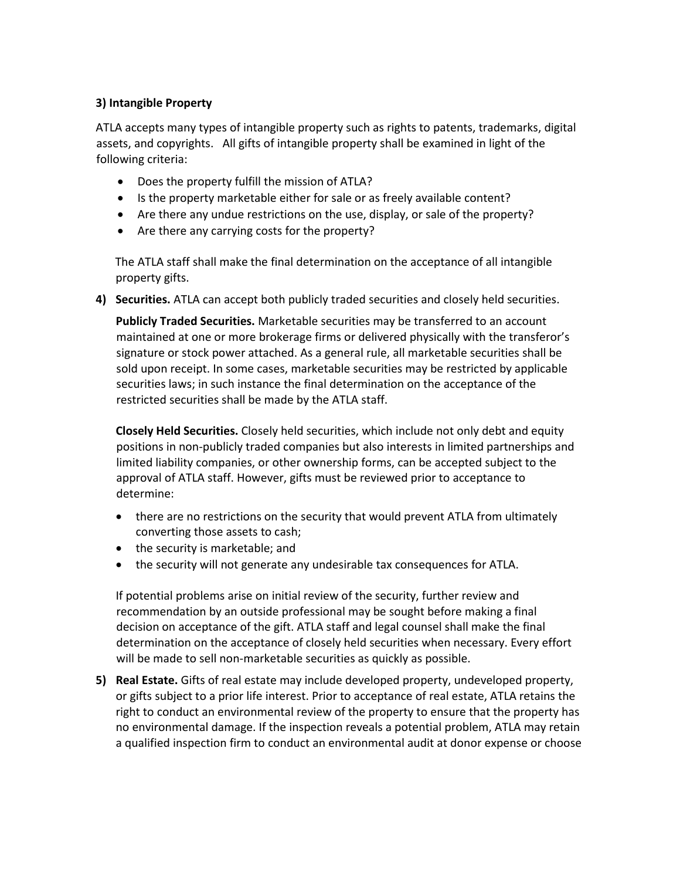**3) Intangible Property**

ATLA accepts many types of intangible property such as rights to patents, trademarks, digital assets, and copyrights. All gifts of intangible property shall be examined in light of the following criteria:

- Does the property fulfill the mission of ATLA?
- Is the property marketable either for sale or as freely available content?
- Are there any undue restrictions on the use, display, or sale of the property?
- Are there any carrying costs for the property?

The ATLA staff shall make the final determination on the acceptance of all intangible property gifts.

**4) Securities.** ATLA can accept both publicly traded securities and closely held securities.

**Publicly Traded Securities.** Marketable securities may be transferred to an account maintained at one or more brokerage firms or delivered physically with the transferor's signature or stock power attached. As a general rule, all marketable securities shall be sold upon receipt. In some cases, marketable securities may be restricted by applicable securities laws; in such instance the final determination on the acceptance of the restricted securities shall be made by the ATLA staff.

**Closely Held Securities.** Closely held securities, which include not only debt and equity positions in non-publicly traded companies but also interests in limited partnerships and limited liability companies, or other ownership forms, can be accepted subject to the approval of ATLA staff. However, gifts must be reviewed prior to acceptance to determine:

- there are no restrictions on the security that would prevent ATLA from ultimately converting those assets to cash;
- the security is marketable; and
- the security will not generate any undesirable tax consequences for ATLA.

If potential problems arise on initial review of the security, further review and recommendation by an outside professional may be sought before making a final decision on acceptance of the gift. ATLA staff and legal counsel shall make the final determination on the acceptance of closely held securities when necessary. Every effort will be made to sell non-marketable securities as quickly as possible.

**5) Real Estate.** Gifts of real estate may include developed property, undeveloped property, or gifts subject to a prior life interest. Prior to acceptance of real estate, ATLA retains the right to conduct an environmental review of the property to ensure that the property has no environmental damage. If the inspection reveals a potential problem, ATLA may retain a qualified inspection firm to conduct an environmental audit at donor expense or choose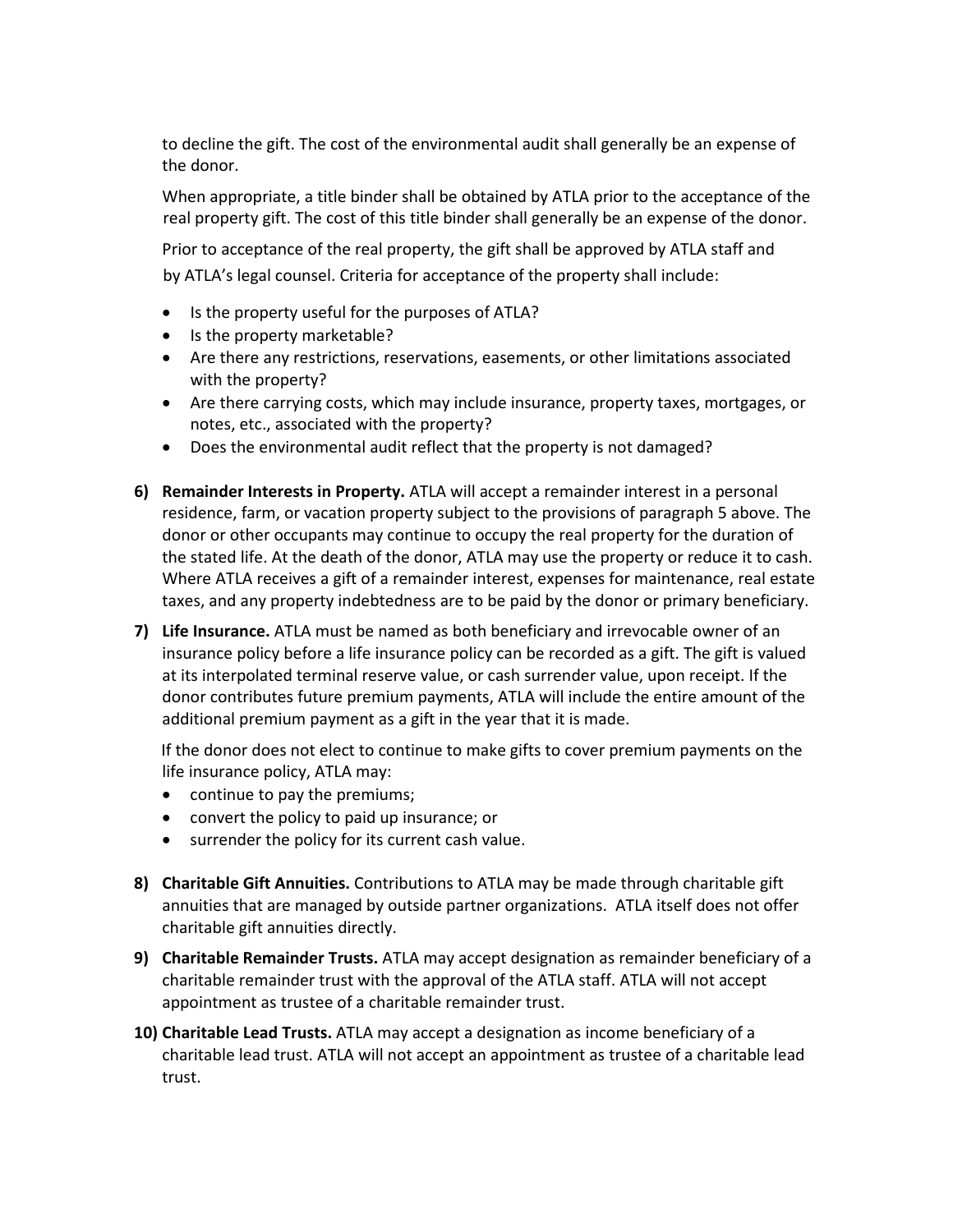to decline the gift. The cost of the environmental audit shall generally be an expense of the donor.

When appropriate, a title binder shall be obtained by ATLA prior to the acceptance of the real property gift. The cost of this title binder shall generally be an expense of the donor.

Prior to acceptance of the real property, the gift shall be approved by ATLA staff and by ATLA's legal counsel. Criteria for acceptance of the property shall include:

- Is the property useful for the purposes of ATLA?
- Is the property marketable?
- Are there any restrictions, reservations, easements, or other limitations associated with the property?
- Are there carrying costs, which may include insurance, property taxes, mortgages, or notes, etc., associated with the property?
- Does the environmental audit reflect that the property is not damaged?

6) **Remainder Interests in Property.** ATLA will accept a remainder interest in a personal residence, farm, or vacation property subject to the provisions of paragraph 5 above. The donor or other occupants may continue to occupy the real property for the duration of the stated life. At the death of the donor, ATLA may use the property or reduce it to cash. Where ATLA receives a gift of a remainder interest, expenses for maintenance, real estate taxes, and any property indebtedness are to be paid by the donor or primary beneficiary.

7) **Life Insurance.** ATLA must be named as both beneficiary and irrevocable owner of an insurance policy before a life insurance policy can be recorded as a gift. The gift is valued at its interpolated terminal reserve value, or cash surrender value, upon receipt. If the donor contributes future premium payments, ATLA will include the entire amount of the additional premium payment as a gift in the year that it is made.

   If the donor does not elect to continue to make gifts to cover premium payments on the life insurance policy, ATLA may:

   - continue to pay the premiums;
   - convert the policy to paid up insurance; or
   - surrender the policy for its current cash value.

8) **Charitable Gift Annuities.** Contributions to ATLA may be made through charitable gift annuities that are managed by outside partner organizations. ATLA itself does not offer charitable gift annuities directly.

9) **Charitable Remainder Trusts.** ATLA may accept designation as remainder beneficiary of a charitable remainder trust with the approval of the ATLA staff. ATLA will not accept appointment as trustee of a charitable remainder trust.

10) **Charitable Lead Trusts.** ATLA may accept a designation as income beneficiary of a charitable lead trust. ATLA will not accept an appointment as trustee of a charitable lead trust.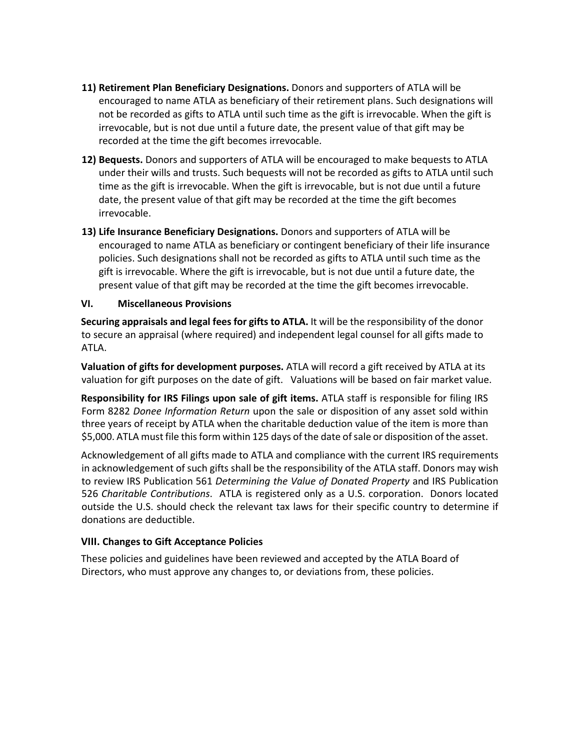11) **Retirement Plan Beneficiary Designations.** Donors and supporters of ATLA will be encouraged to name ATLA as beneficiary of their retirement plans. Such designations will not be recorded as gifts to ATLA until such time as the gift is irrevocable. When the gift is irrevocable, but is not due until a future date, the present value of that gift may be recorded at the time the gift becomes irrevocable.

12) **Bequests.** Donors and supporters of ATLA will be encouraged to make bequests to ATLA under their wills and trusts. Such bequests will not be recorded as gifts to ATLA until such time as the gift is irrevocable. When the gift is irrevocable, but is not due until a future date, the present value of that gift may be recorded at the time the gift becomes irrevocable.

13) **Life Insurance Beneficiary Designations.** Donors and supporters of ATLA will be encouraged to name ATLA as beneficiary or contingent beneficiary of their life insurance policies. Such designations shall not be recorded as gifts to ATLA until such time as the gift is irrevocable. Where the gift is irrevocable, but is not due until a future date, the present value of that gift may be recorded at the time the gift becomes irrevocable.

## VI. Miscellaneous Provisions

**Securing appraisals and legal fees for gifts to ATLA.** It will be the responsibility of the donor to secure an appraisal (where required) and independent legal counsel for all gifts made to ATLA.

**Valuation of gifts for development purposes.** ATLA will record a gift received by ATLA at its valuation for gift purposes on the date of gift. Valuations will be based on fair market value.

**Responsibility for IRS Filings upon sale of gift items.** ATLA staff is responsible for filing IRS Form 8282 *Donee Information Return* upon the sale or disposition of any asset sold within three years of receipt by ATLA when the charitable deduction value of the item is more than $5,000. ATLA must file this form within 125 days of the date of sale or disposition of the asset.

Acknowledgement of all gifts made to ATLA and compliance with the current IRS requirements in acknowledgement of such gifts shall be the responsibility of the ATLA staff. Donors may wish to review IRS Publication 561 *Determining the Value of Donated Property* and IRS Publication 526 *Charitable Contributions*. ATLA is registered only as a U.S. corporation. Donors located outside the U.S. should check the relevant tax laws for their specific country to determine if donations are deductible.

## VIII. Changes to Gift Acceptance Policies

These policies and guidelines have been reviewed and accepted by the ATLA Board of Directors, who must approve any changes to, or deviations from, these policies.